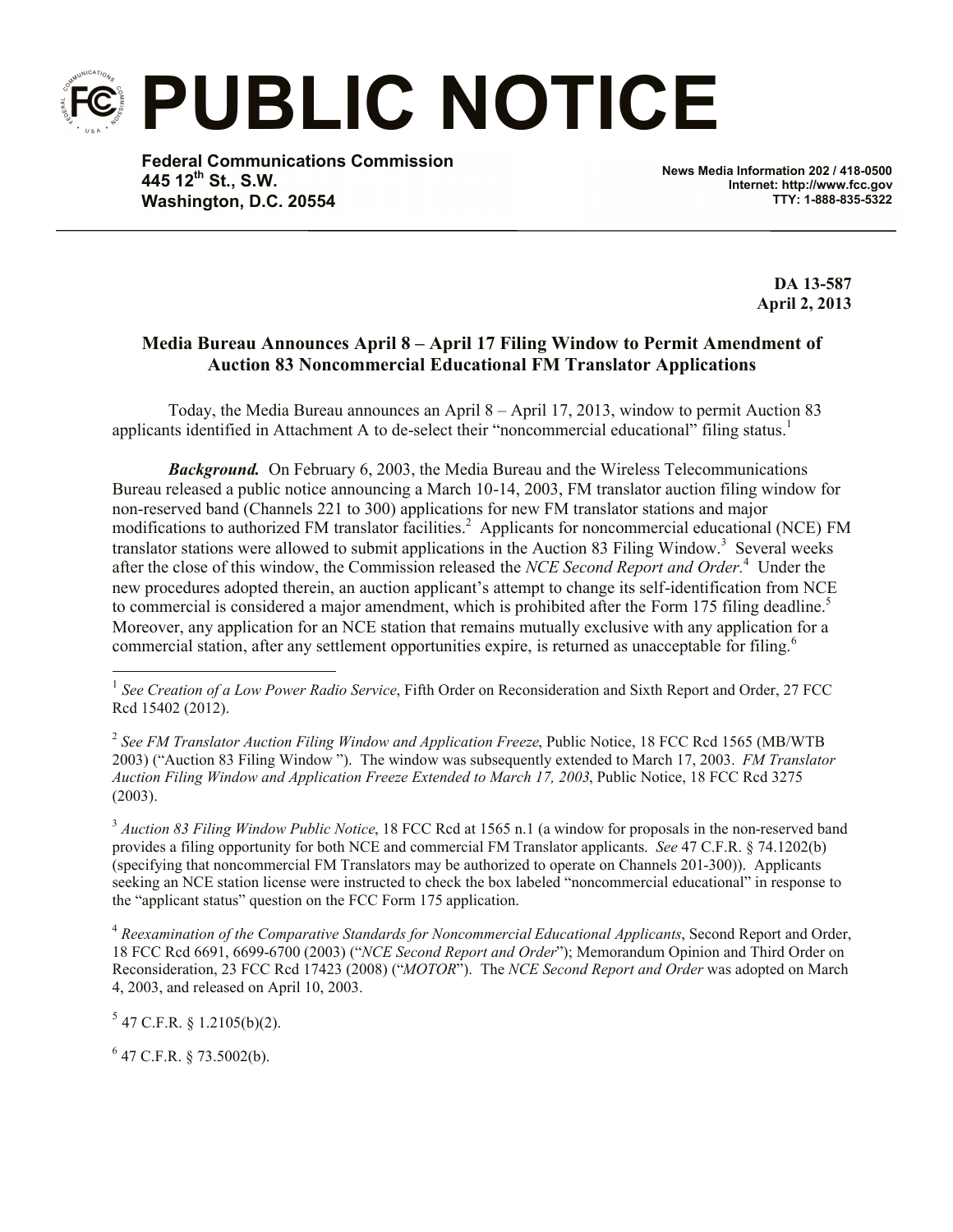# PUBLIC NOTICE

**Federal Communications Commission**
**445 12th St., S.W.**
**Washington, D.C. 20554**

**News Media Information 202 / 418-0500**
**Internet: http://www.fcc.gov**
**TTY: 1-888-835-5322**

**DA 13-587**
**April 2, 2013**

## Media Bureau Announces April 8 – April 17 Filing Window to Permit Amendment of Auction 83 Noncommercial Educational FM Translator Applications

Today, the Media Bureau announces an April 8 – April 17, 2013, window to permit Auction 83 applicants identified in Attachment A to de-select their "noncommercial educational" filing status.[1]

***Background.*** On February 6, 2003, the Media Bureau and the Wireless Telecommunications Bureau released a public notice announcing a March 10-14, 2003, FM translator auction filing window for non-reserved band (Channels 221 to 300) applications for new FM translator stations and major modifications to authorized FM translator facilities.[2] Applicants for noncommercial educational (NCE) FM translator stations were allowed to submit applications in the Auction 83 Filing Window.[3] Several weeks after the close of this window, the Commission released the *NCE Second Report and Order*.[4] Under the new procedures adopted therein, an auction applicant's attempt to change its self-identification from NCE to commercial is considered a major amendment, which is prohibited after the Form 175 filing deadline.[5] Moreover, any application for an NCE station that remains mutually exclusive with any application for a commercial station, after any settlement opportunities expire, is returned as unacceptable for filing.[6]

---

[1] *See Creation of a Low Power Radio Service*, Fifth Order on Reconsideration and Sixth Report and Order, 27 FCC Rcd 15402 (2012).

[2] *See FM Translator Auction Filing Window and Application Freeze*, Public Notice, 18 FCC Rcd 1565 (MB/WTB 2003) ("Auction 83 Filing Window "). The window was subsequently extended to March 17, 2003. *FM Translator Auction Filing Window and Application Freeze Extended to March 17, 2003*, Public Notice, 18 FCC Rcd 3275 (2003).

[3] *Auction 83 Filing Window Public Notice*, 18 FCC Rcd at 1565 n.1 (a window for proposals in the non-reserved band provides a filing opportunity for both NCE and commercial FM Translator applicants. *See* 47 C.F.R. § 74.1202(b) (specifying that noncommercial FM Translators may be authorized to operate on Channels 201-300)). Applicants seeking an NCE station license were instructed to check the box labeled "noncommercial educational" in response to the "applicant status" question on the FCC Form 175 application.

[4] *Reexamination of the Comparative Standards for Noncommercial Educational Applicants*, Second Report and Order, 18 FCC Rcd 6691, 6699-6700 (2003) ("*NCE Second Report and Order*"); Memorandum Opinion and Third Order on Reconsideration, 23 FCC Rcd 17423 (2008) ("*MOTOR*"). The *NCE Second Report and Order* was adopted on March 4, 2003, and released on April 10, 2003.

[5] 47 C.F.R. § 1.2105(b)(2).

[6] 47 C.F.R. § 73.5002(b).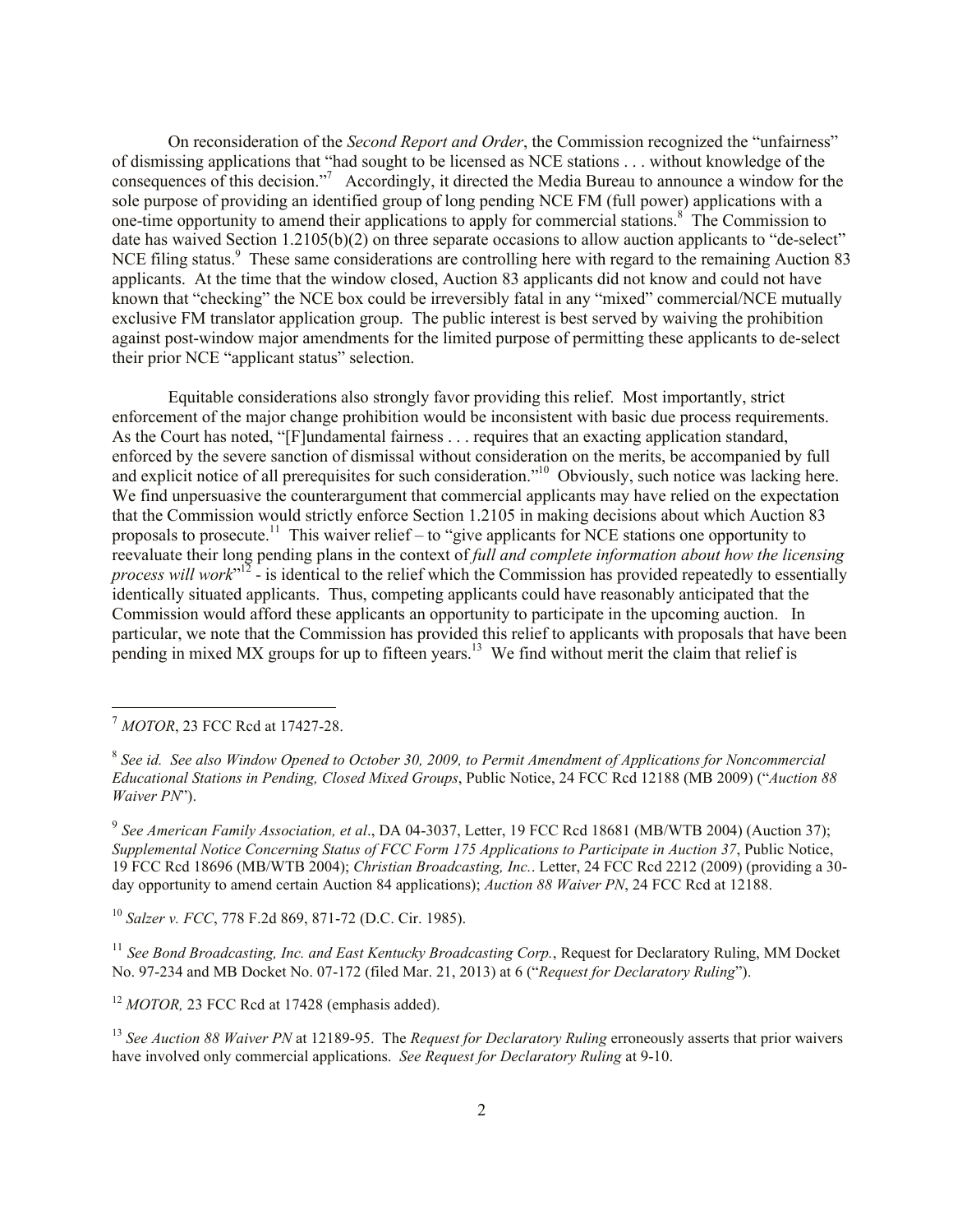On reconsideration of the *Second Report and Order*, the Commission recognized the "unfairness" of dismissing applications that "had sought to be licensed as NCE stations . . . without knowledge of the consequences of this decision."[7] Accordingly, it directed the Media Bureau to announce a window for the sole purpose of providing an identified group of long pending NCE FM (full power) applications with a one-time opportunity to amend their applications to apply for commercial stations.[8] The Commission to date has waived Section 1.2105(b)(2) on three separate occasions to allow auction applicants to "de-select" NCE filing status.[9] These same considerations are controlling here with regard to the remaining Auction 83 applicants. At the time that the window closed, Auction 83 applicants did not know and could not have known that "checking" the NCE box could be irreversibly fatal in any "mixed" commercial/NCE mutually exclusive FM translator application group. The public interest is best served by waiving the prohibition against post-window major amendments for the limited purpose of permitting these applicants to de-select their prior NCE "applicant status" selection.

Equitable considerations also strongly favor providing this relief. Most importantly, strict enforcement of the major change prohibition would be inconsistent with basic due process requirements. As the Court has noted, "[F]undamental fairness . . . requires that an exacting application standard, enforced by the severe sanction of dismissal without consideration on the merits, be accompanied by full and explicit notice of all prerequisites for such consideration."[10] Obviously, such notice was lacking here. We find unpersuasive the counterargument that commercial applicants may have relied on the expectation that the Commission would strictly enforce Section 1.2105 in making decisions about which Auction 83 proposals to prosecute.[11] This waiver relief – to "give applicants for NCE stations one opportunity to reevaluate their long pending plans in the context of *full and complete information about how the licensing process will work*"[12] - is identical to the relief which the Commission has provided repeatedly to essentially identically situated applicants. Thus, competing applicants could have reasonably anticipated that the Commission would afford these applicants an opportunity to participate in the upcoming auction. In particular, we note that the Commission has provided this relief to applicants with proposals that have been pending in mixed MX groups for up to fifteen years.[13] We find without merit the claim that relief is

---

[7] *MOTOR*, 23 FCC Rcd at 17427-28.

[8] *See id. See also Window Opened to October 30, 2009, to Permit Amendment of Applications for Noncommercial Educational Stations in Pending, Closed Mixed Groups*, Public Notice, 24 FCC Rcd 12188 (MB 2009) ("*Auction 88 Waiver PN*").

[9] *See American Family Association, et al*., DA 04-3037, Letter, 19 FCC Rcd 18681 (MB/WTB 2004) (Auction 37); *Supplemental Notice Concerning Status of FCC Form 175 Applications to Participate in Auction 37*, Public Notice, 19 FCC Rcd 18696 (MB/WTB 2004); *Christian Broadcasting, Inc.*. Letter, 24 FCC Rcd 2212 (2009) (providing a 30-day opportunity to amend certain Auction 84 applications); *Auction 88 Waiver PN*, 24 FCC Rcd at 12188.

[10] *Salzer v. FCC*, 778 F.2d 869, 871-72 (D.C. Cir. 1985).

[11] *See Bond Broadcasting, Inc. and East Kentucky Broadcasting Corp.*, Request for Declaratory Ruling, MM Docket No. 97-234 and MB Docket No. 07-172 (filed Mar. 21, 2013) at 6 ("*Request for Declaratory Ruling*").

[12] *MOTOR,* 23 FCC Rcd at 17428 (emphasis added).

[13] *See Auction 88 Waiver PN* at 12189-95. The *Request for Declaratory Ruling* erroneously asserts that prior waivers have involved only commercial applications. *See Request for Declaratory Ruling* at 9-10.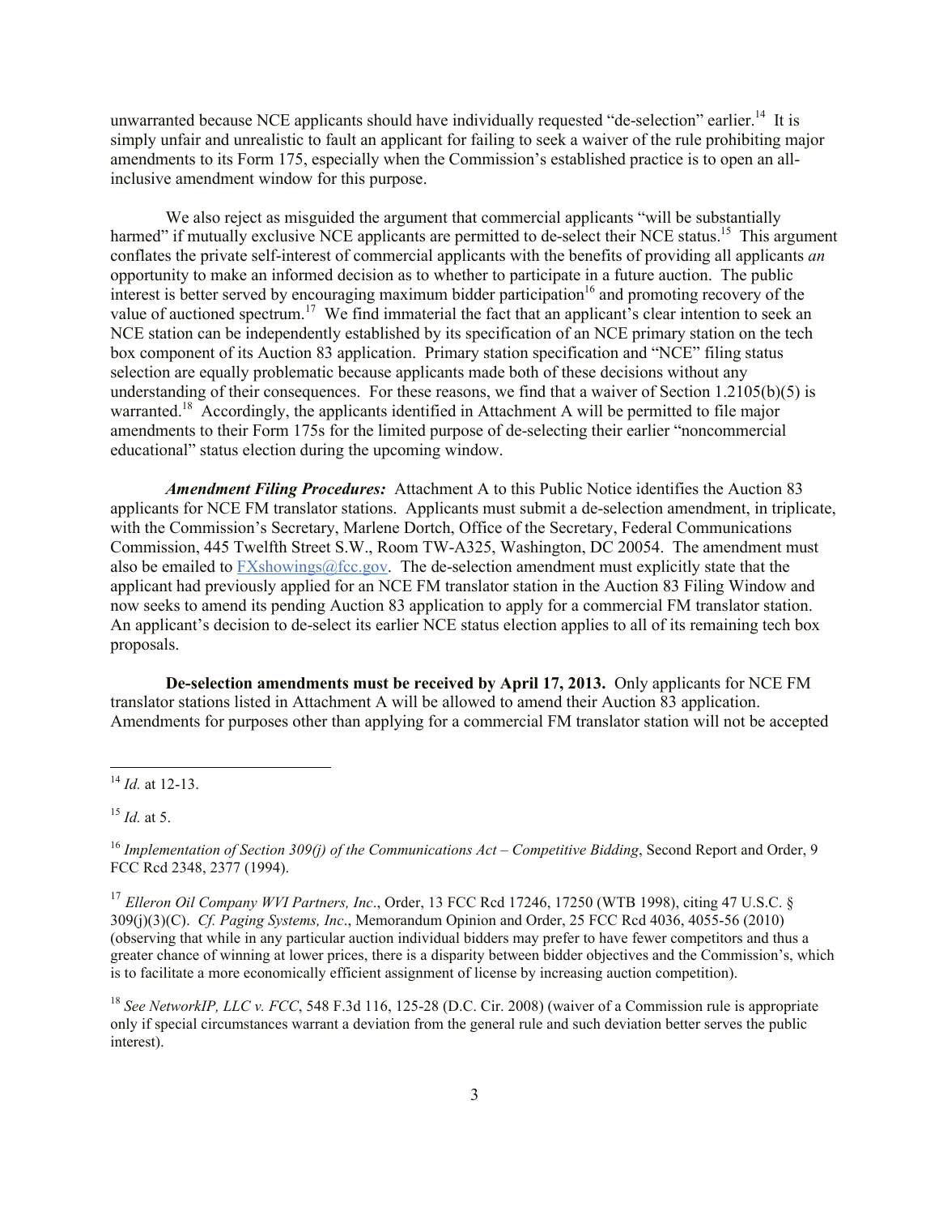unwarranted because NCE applicants should have individually requested "de-selection" earlier.[14] It is simply unfair and unrealistic to fault an applicant for failing to seek a waiver of the rule prohibiting major amendments to its Form 175, especially when the Commission's established practice is to open an all-inclusive amendment window for this purpose.

We also reject as misguided the argument that commercial applicants "will be substantially harmed" if mutually exclusive NCE applicants are permitted to de-select their NCE status.[15] This argument conflates the private self-interest of commercial applicants with the benefits of providing all applicants *an* opportunity to make an informed decision as to whether to participate in a future auction. The public interest is better served by encouraging maximum bidder participation[16] and promoting recovery of the value of auctioned spectrum.[17] We find immaterial the fact that an applicant's clear intention to seek an NCE station can be independently established by its specification of an NCE primary station on the tech box component of its Auction 83 application. Primary station specification and "NCE" filing status selection are equally problematic because applicants made both of these decisions without any understanding of their consequences. For these reasons, we find that a waiver of Section 1.2105(b)(5) is warranted.[18] Accordingly, the applicants identified in Attachment A will be permitted to file major amendments to their Form 175s for the limited purpose of de-selecting their earlier "noncommercial educational" status election during the upcoming window.

***Amendment Filing Procedures:*** Attachment A to this Public Notice identifies the Auction 83 applicants for NCE FM translator stations. Applicants must submit a de-selection amendment, in triplicate, with the Commission's Secretary, Marlene Dortch, Office of the Secretary, Federal Communications Commission, 445 Twelfth Street S.W., Room TW-A325, Washington, DC 20054. The amendment must also be emailed to FXshowings@fcc.gov. The de-selection amendment must explicitly state that the applicant had previously applied for an NCE FM translator station in the Auction 83 Filing Window and now seeks to amend its pending Auction 83 application to apply for a commercial FM translator station. An applicant's decision to de-select its earlier NCE status election applies to all of its remaining tech box proposals.

**De-selection amendments must be received by April 17, 2013.** Only applicants for NCE FM translator stations listed in Attachment A will be allowed to amend their Auction 83 application. Amendments for purposes other than applying for a commercial FM translator station will not be accepted

---

[14] *Id.* at 12-13.

[15] *Id.* at 5.

[16] *Implementation of Section 309(j) of the Communications Act – Competitive Bidding*, Second Report and Order, 9 FCC Rcd 2348, 2377 (1994).

[17] *Elleron Oil Company WVI Partners, Inc*., Order, 13 FCC Rcd 17246, 17250 (WTB 1998), citing 47 U.S.C. § 309(j)(3)(C). *Cf. Paging Systems, Inc*., Memorandum Opinion and Order, 25 FCC Rcd 4036, 4055-56 (2010) (observing that while in any particular auction individual bidders may prefer to have fewer competitors and thus a greater chance of winning at lower prices, there is a disparity between bidder objectives and the Commission's, which is to facilitate a more economically efficient assignment of license by increasing auction competition).

[18] *See NetworkIP, LLC v. FCC*, 548 F.3d 116, 125-28 (D.C. Cir. 2008) (waiver of a Commission rule is appropriate only if special circumstances warrant a deviation from the general rule and such deviation better serves the public interest).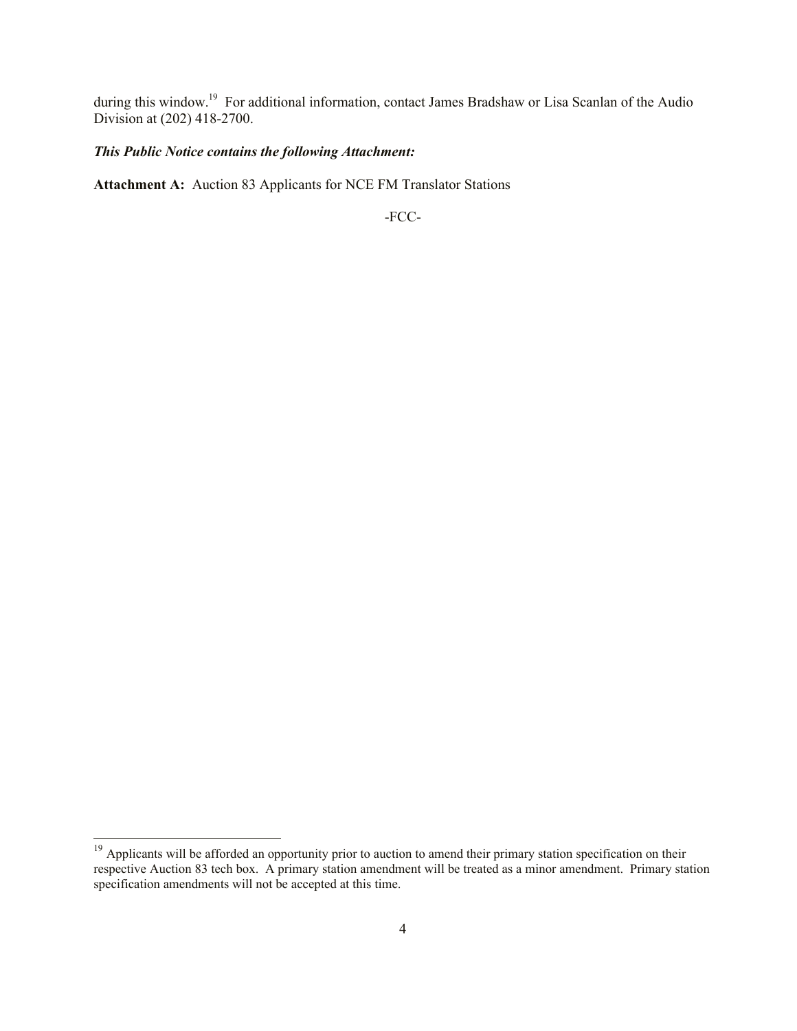during this window.[19] For additional information, contact James Bradshaw or Lisa Scanlan of the Audio Division at (202) 418-2700.

***This Public Notice contains the following Attachment:***

**Attachment A:** Auction 83 Applicants for NCE FM Translator Stations

-FCC-

---

[19] Applicants will be afforded an opportunity prior to auction to amend their primary station specification on their respective Auction 83 tech box. A primary station amendment will be treated as a minor amendment. Primary station specification amendments will not be accepted at this time.